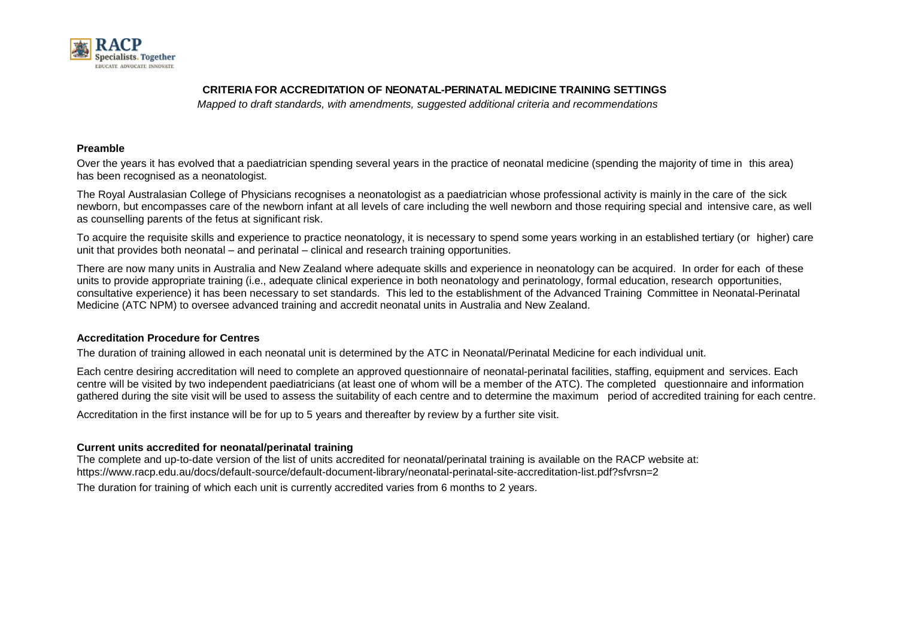# CRITERIA FOR ACCREDITATION OF NEONATAL-PERINATAL MEDICINE TRAINING SETTINGS

*Mapped to draft standards, with amendments, suggested additional criteria and recommendations*

## Preamble

Over the years it has evolved that a paediatrician spending several years in the practice of neonatal medicine (spending the majority of time in this area) has been recognised as a neonatologist.

The Royal Australasian College of Physicians recognises a neonatologist as a paediatrician whose professional activity is mainly in the care of the sick newborn, but encompasses care of the newborn infant at all levels of care including the well newborn and those requiring special and intensive care, as well as counselling parents of the fetus at significant risk.

To acquire the requisite skills and experience to practice neonatology, it is necessary to spend some years working in an established tertiary (or higher) care unit that provides both neonatal – and perinatal – clinical and research training opportunities.

There are now many units in Australia and New Zealand where adequate skills and experience in neonatology can be acquired. In order for each of these units to provide appropriate training (i.e., adequate clinical experience in both neonatology and perinatology, formal education, research opportunities, consultative experience) it has been necessary to set standards. This led to the establishment of the Advanced Training Committee in Neonatal-Perinatal Medicine (ATC NPM) to oversee advanced training and accredit neonatal units in Australia and New Zealand.

## Accreditation Procedure for Centres

The duration of training allowed in each neonatal unit is determined by the ATC in Neonatal/Perinatal Medicine for each individual unit.

Each centre desiring accreditation will need to complete an approved questionnaire of neonatal-perinatal facilities, staffing, equipment and services. Each centre will be visited by two independent paediatricians (at least one of whom will be a member of the ATC). The completed questionnaire and information gathered during the site visit will be used to assess the suitability of each centre and to determine the maximum period of accredited training for each centre.

Accreditation in the first instance will be for up to 5 years and thereafter by review by a further site visit.

## Current units accredited for neonatal/perinatal training

The complete and up-to-date version of the list of units accredited for neonatal/perinatal training is available on the RACP website at: https://www.racp.edu.au/docs/default-source/default-document-library/neonatal-perinatal-site-accreditation-list.pdf?sfvrsn=2

The duration for training of which each unit is currently accredited varies from 6 months to 2 years.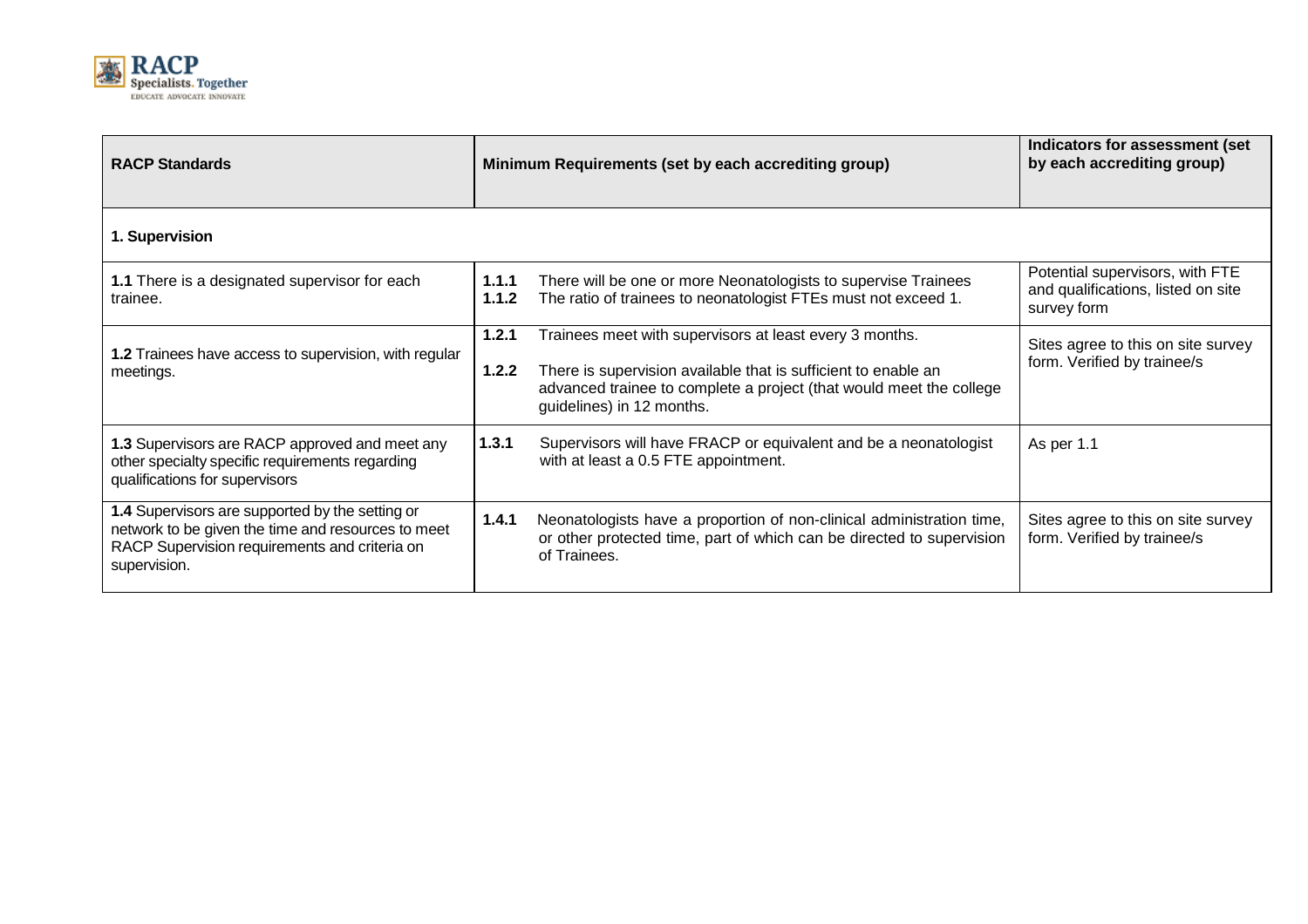| RACP Standards | Minimum Requirements (set by each accrediting group) | Indicators for assessment (set by each accrediting group) |
|---|---|---|
| **1. Supervision** | | |
| **1.1** There is a designated supervisor for each trainee. | **1.1.1** There will be one or more Neonatologists to supervise Trainees<br>**1.1.2** The ratio of trainees to neonatologist FTEs must not exceed 1. | Potential supervisors, with FTE and qualifications, listed on site survey form |
| **1.2** Trainees have access to supervision, with regular meetings. | **1.2.1** Trainees meet with supervisors at least every 3 months.<br>**1.2.2** There is supervision available that is sufficient to enable an advanced trainee to complete a project (that would meet the college guidelines) in 12 months. | Sites agree to this on site survey form. Verified by trainee/s |
| **1.3** Supervisors are RACP approved and meet any other specialty specific requirements regarding qualifications for supervisors | **1.3.1** Supervisors will have FRACP or equivalent and be a neonatologist with at least a 0.5 FTE appointment. | As per 1.1 |
| **1.4** Supervisors are supported by the setting or network to be given the time and resources to meet RACP Supervision requirements and criteria on supervision. | **1.4.1** Neonatologists have a proportion of non-clinical administration time, or other protected time, part of which can be directed to supervision of Trainees. | Sites agree to this on site survey form. Verified by trainee/s |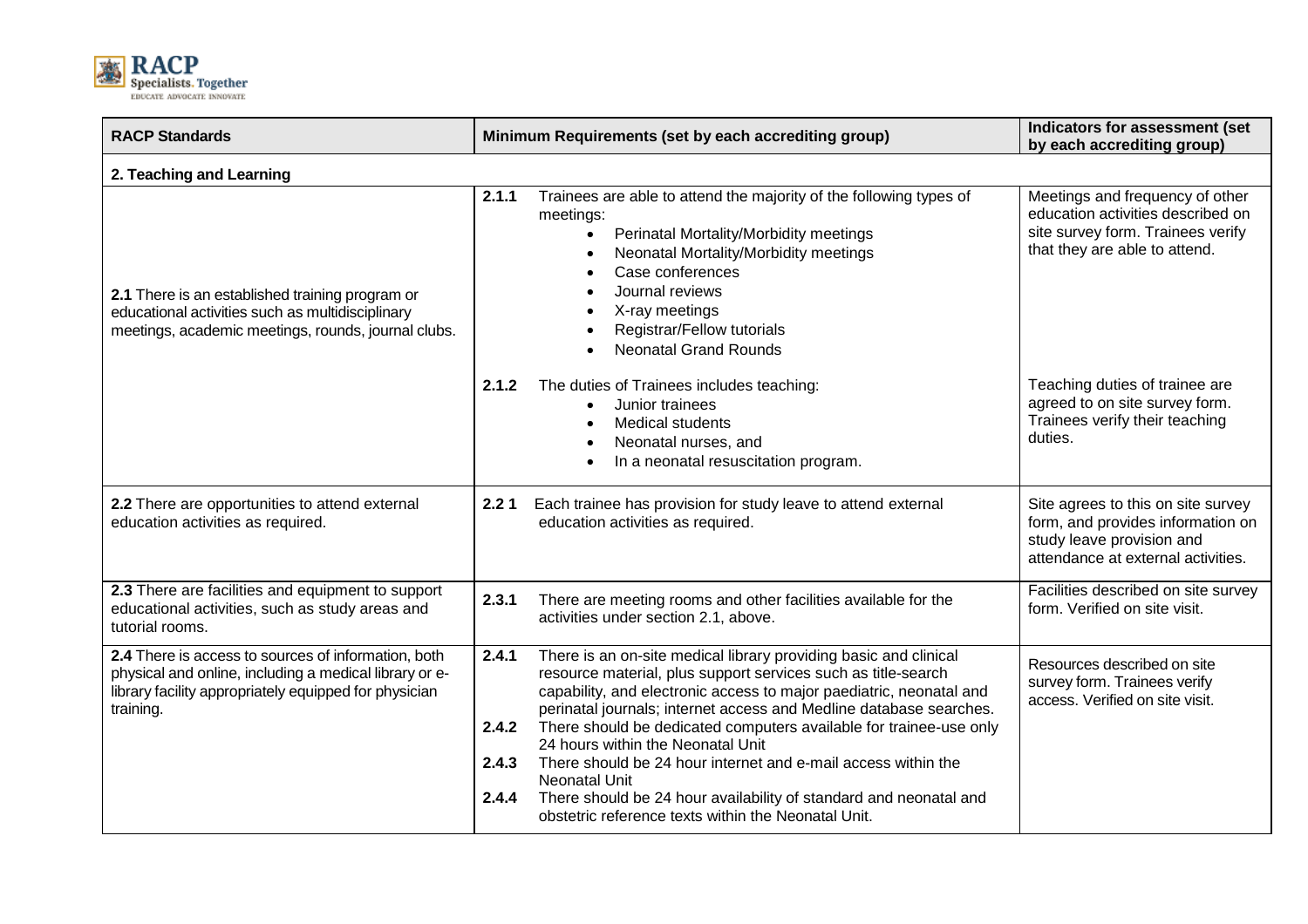| RACP Standards | Minimum Requirements (set by each accrediting group) | Indicators for assessment (set by each accrediting group) |
|---|---|---|
| **2. Teaching and Learning** | | |
| **2.1** There is an established training program or educational activities such as multidisciplinary meetings, academic meetings, rounds, journal clubs. | **2.1.1** Trainees are able to attend the majority of the following types of meetings: <br>• Perinatal Mortality/Morbidity meetings <br>• Neonatal Mortality/Morbidity meetings <br>• Case conferences <br>• Journal reviews <br>• X-ray meetings <br>• Registrar/Fellow tutorials <br>• Neonatal Grand Rounds | Meetings and frequency of other education activities described on site survey form. Trainees verify that they are able to attend. |
| | **2.1.2** The duties of Trainees includes teaching: <br>• Junior trainees <br>• Medical students <br>• Neonatal nurses, and <br>• In a neonatal resuscitation program. | Teaching duties of trainee are agreed to on site survey form. Trainees verify their teaching duties. |
| **2.2** There are opportunities to attend external education activities as required. | **2.2 1** Each trainee has provision for study leave to attend external education activities as required. | Site agrees to this on site survey form, and provides information on study leave provision and attendance at external activities. |
| **2.3** There are facilities and equipment to support educational activities, such as study areas and tutorial rooms. | **2.3.1** There are meeting rooms and other facilities available for the activities under section 2.1, above. | Facilities described on site survey form. Verified on site visit. |
| **2.4** There is access to sources of information, both physical and online, including a medical library or e-library facility appropriately equipped for physician training. | **2.4.1** There is an on-site medical library providing basic and clinical resource material, plus support services such as title-search capability, and electronic access to major paediatric, neonatal and perinatal journals; internet access and Medline database searches. <br>**2.4.2** There should be dedicated computers available for trainee-use only 24 hours within the Neonatal Unit <br>**2.4.3** There should be 24 hour internet and e-mail access within the Neonatal Unit <br>**2.4.4** There should be 24 hour availability of standard and neonatal and obstetric reference texts within the Neonatal Unit. | Resources described on site survey form. Trainees verify access. Verified on site visit. |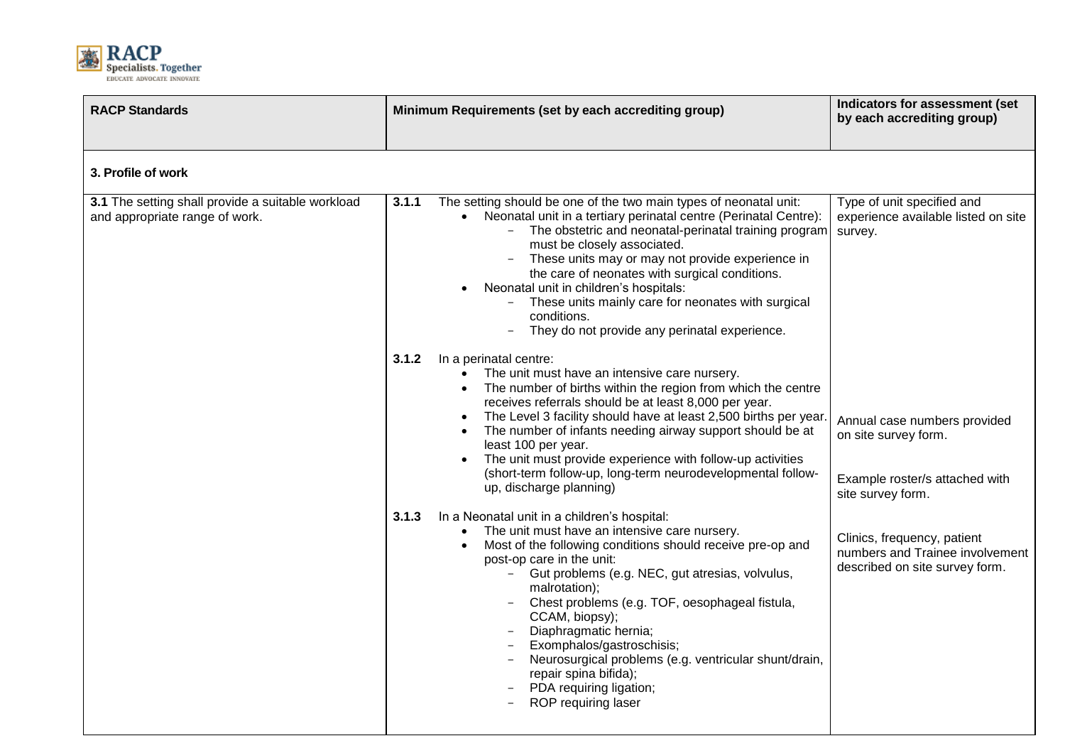| RACP Standards | Minimum Requirements (set by each accrediting group) | Indicators for assessment (set by each accrediting group) |
|---|---|---|
| **3. Profile of work** | | |
| **3.1** The setting shall provide a suitable workload and appropriate range of work. | **3.1.1** The setting should be one of the two main types of neonatal unit:<br>• Neonatal unit in a tertiary perinatal centre (Perinatal Centre):<br>&nbsp;&nbsp;– The obstetric and neonatal-perinatal training program must be closely associated.<br>&nbsp;&nbsp;– These units may or may not provide experience in the care of neonates with surgical conditions.<br>• Neonatal unit in children's hospitals:<br>&nbsp;&nbsp;– These units mainly care for neonates with surgical conditions.<br>&nbsp;&nbsp;– They do not provide any perinatal experience. | Type of unit specified and experience available listed on site survey. |
| | **3.1.2** In a perinatal centre:<br>• The unit must have an intensive care nursery.<br>• The number of births within the region from which the centre receives referrals should be at least 8,000 per year.<br>• The Level 3 facility should have at least 2,500 births per year.<br>• The number of infants needing airway support should be at least 100 per year.<br>• The unit must provide experience with follow-up activities (short-term follow-up, long-term neurodevelopmental follow-up, discharge planning) | Annual case numbers provided on site survey form.<br><br>Example roster/s attached with site survey form.<br><br>Clinics, frequency, patient numbers and Trainee involvement described on site survey form. |
| | **3.1.3** In a Neonatal unit in a children's hospital:<br>• The unit must have an intensive care nursery.<br>• Most of the following conditions should receive pre-op and post-op care in the unit:<br>&nbsp;&nbsp;– Gut problems (e.g. NEC, gut atresias, volvulus, malrotation);<br>&nbsp;&nbsp;– Chest problems (e.g. TOF, oesophageal fistula, CCAM, biopsy);<br>&nbsp;&nbsp;– Diaphragmatic hernia;<br>&nbsp;&nbsp;– Exomphalos/gastroschisis;<br>&nbsp;&nbsp;– Neurosurgical problems (e.g. ventricular shunt/drain, repair spina bifida);<br>&nbsp;&nbsp;– PDA requiring ligation;<br>&nbsp;&nbsp;– ROP requiring laser | |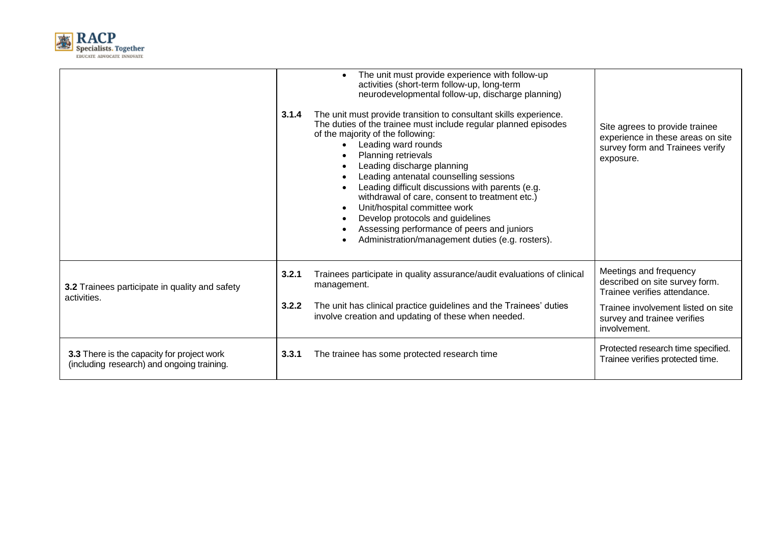| | | |
|---|---|---|
| | • The unit must provide experience with follow-up activities (short-term follow-up, long-term neurodevelopmental follow-up, discharge planning)<br><br>**3.1.4** The unit must provide transition to consultant skills experience. The duties of the trainee must include regular planned episodes of the majority of the following:<br>• Leading ward rounds<br>• Planning retrievals<br>• Leading discharge planning<br>• Leading antenatal counselling sessions<br>• Leading difficult discussions with parents (e.g. withdrawal of care, consent to treatment etc.)<br>• Unit/hospital committee work<br>• Develop protocols and guidelines<br>• Assessing performance of peers and juniors<br>• Administration/management duties (e.g. rosters). | Site agrees to provide trainee experience in these areas on site survey form and Trainees verify exposure. |
| **3.2** Trainees participate in quality and safety activities. | **3.2.1** Trainees participate in quality assurance/audit evaluations of clinical management.<br><br>**3.2.2** The unit has clinical practice guidelines and the Trainees' duties involve creation and updating of these when needed. | Meetings and frequency described on site survey form. Trainee verifies attendance.<br><br>Trainee involvement listed on site survey and trainee verifies involvement. |
| **3.3** There is the capacity for project work (including research) and ongoing training. | **3.3.1** The trainee has some protected research time | Protected research time specified. Trainee verifies protected time. |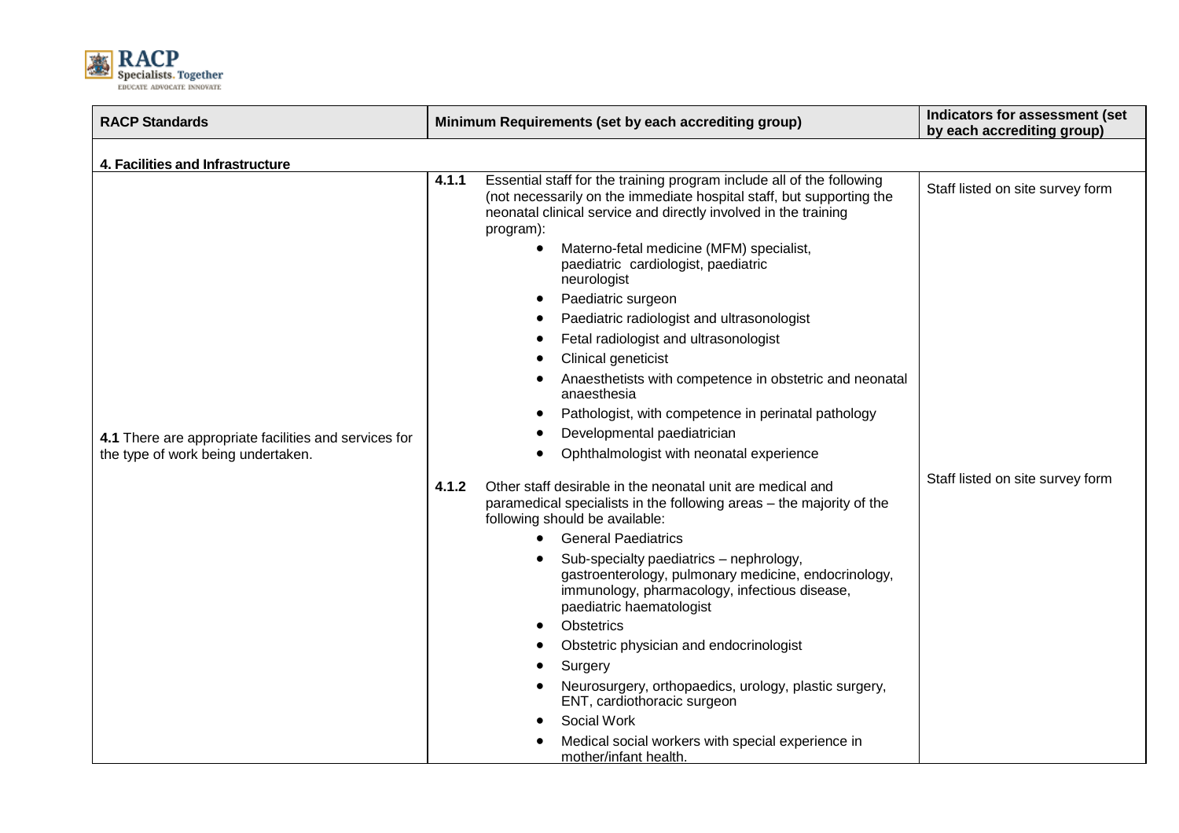| RACP Standards | Minimum Requirements (set by each accrediting group) | Indicators for assessment (set by each accrediting group) |
|---|---|---|
| **4. Facilities and Infrastructure** | | |
| **4.1** There are appropriate facilities and services for the type of work being undertaken. | **4.1.1** Essential staff for the training program include all of the following (not necessarily on the immediate hospital staff, but supporting the neonatal clinical service and directly involved in the training program):<br>• Materno-fetal medicine (MFM) specialist, paediatric cardiologist, paediatric neurologist<br>• Paediatric surgeon<br>• Paediatric radiologist and ultrasonologist<br>• Fetal radiologist and ultrasonologist<br>• Clinical geneticist<br>• Anaesthetists with competence in obstetric and neonatal anaesthesia<br>• Pathologist, with competence in perinatal pathology<br>• Developmental paediatrician<br>• Ophthalmologist with neonatal experience | Staff listed on site survey form |
| | **4.1.2** Other staff desirable in the neonatal unit are medical and paramedical specialists in the following areas – the majority of the following should be available:<br>• General Paediatrics<br>• Sub-specialty paediatrics – nephrology, gastroenterology, pulmonary medicine, endocrinology, immunology, pharmacology, infectious disease, paediatric haematologist<br>• Obstetrics<br>• Obstetric physician and endocrinologist<br>• Surgery<br>• Neurosurgery, orthopaedics, urology, plastic surgery, ENT, cardiothoracic surgeon<br>• Social Work<br>• Medical social workers with special experience in mother/infant health. | Staff listed on site survey form |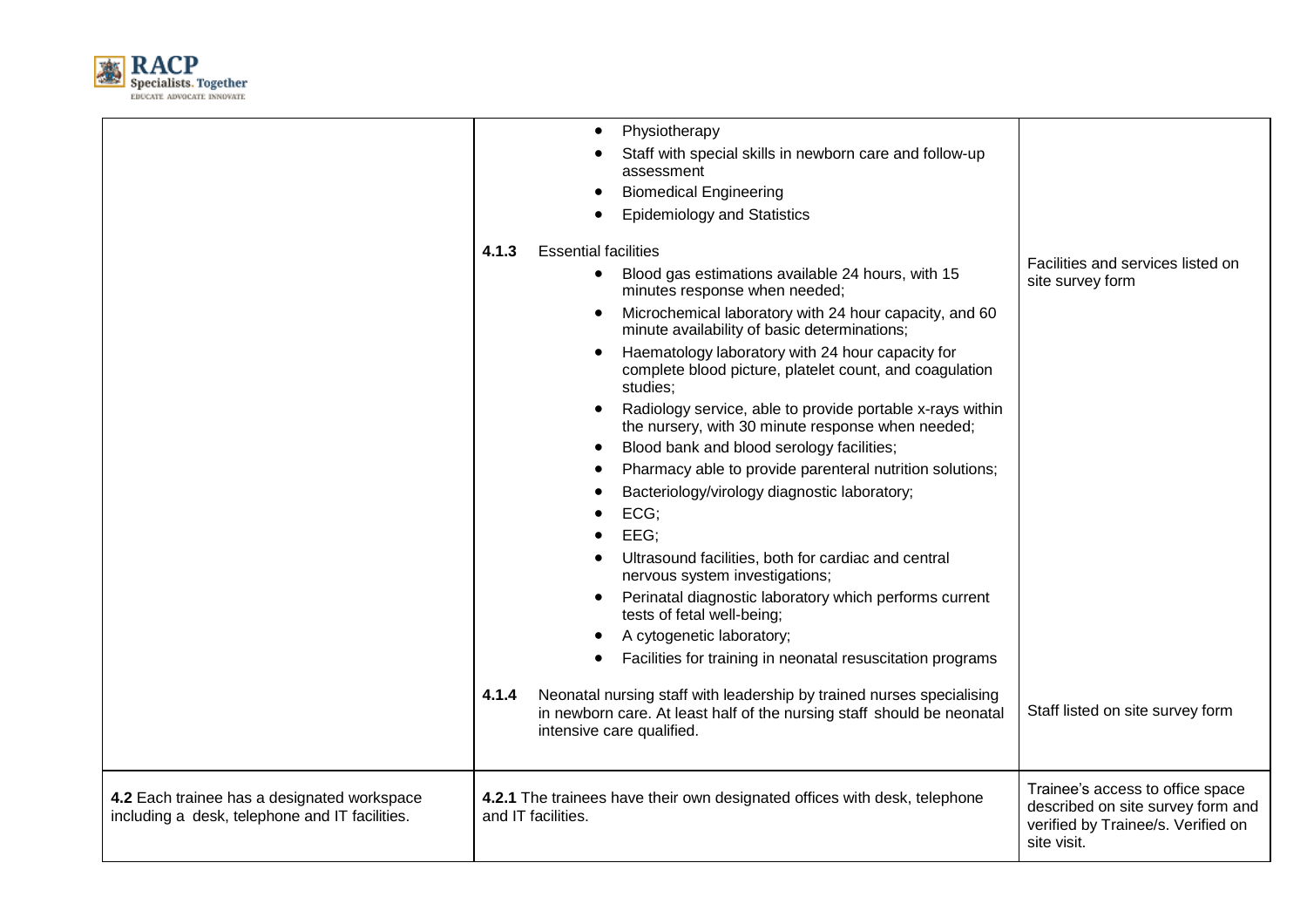| | | |
|---|---|---|
| | • Physiotherapy<br>• Staff with special skills in newborn care and follow-up assessment<br>• Biomedical Engineering<br>• Epidemiology and Statistics<br><br>**4.1.3** Essential facilities<br>• Blood gas estimations available 24 hours, with 15 minutes response when needed;<br>• Microchemical laboratory with 24 hour capacity, and 60 minute availability of basic determinations;<br>• Haematology laboratory with 24 hour capacity for complete blood picture, platelet count, and coagulation studies;<br>• Radiology service, able to provide portable x-rays within the nursery, with 30 minute response when needed;<br>• Blood bank and blood serology facilities;<br>• Pharmacy able to provide parenteral nutrition solutions;<br>• Bacteriology/virology diagnostic laboratory;<br>• ECG;<br>• EEG;<br>• Ultrasound facilities, both for cardiac and central nervous system investigations;<br>• Perinatal diagnostic laboratory which performs current tests of fetal well-being;<br>• A cytogenetic laboratory;<br>• Facilities for training in neonatal resuscitation programs | Facilities and services listed on site survey form |
| | **4.1.4** Neonatal nursing staff with leadership by trained nurses specialising in newborn care. At least half of the nursing staff should be neonatal intensive care qualified. | Staff listed on site survey form |
| **4.2** Each trainee has a designated workspace including a desk, telephone and IT facilities. | **4.2.1** The trainees have their own designated offices with desk, telephone and IT facilities. | Trainee's access to office space described on site survey form and verified by Trainee/s. Verified on site visit. |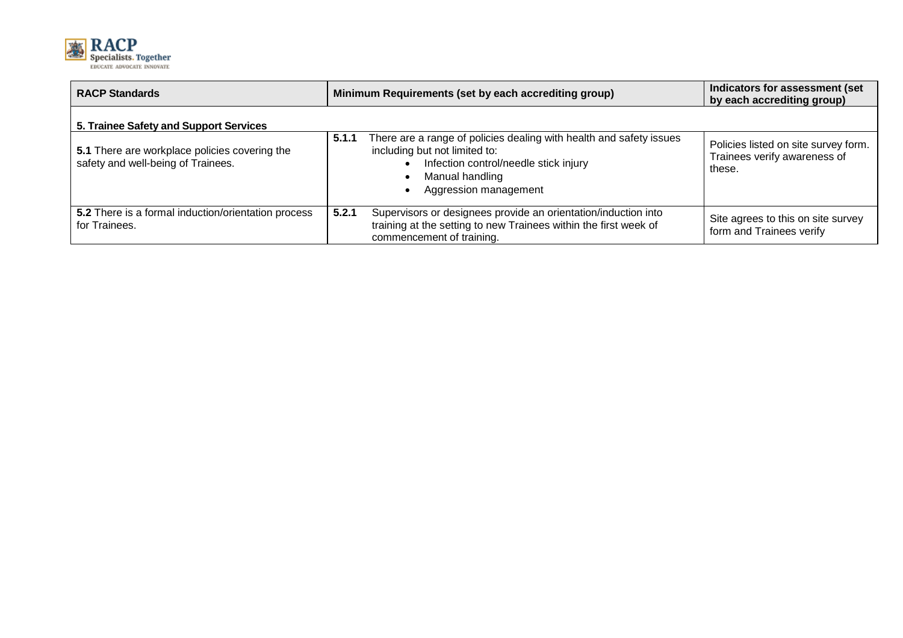| RACP Standards | Minimum Requirements (set by each accrediting group) | Indicators for assessment (set by each accrediting group) |
|---|---|---|
| **5. Trainee Safety and Support Services** | | |
| **5.1** There are workplace policies covering the safety and well-being of Trainees. | **5.1.1** There are a range of policies dealing with health and safety issues including but not limited to:<br>• Infection control/needle stick injury<br>• Manual handling<br>• Aggression management | Policies listed on site survey form. Trainees verify awareness of these. |
| **5.2** There is a formal induction/orientation process for Trainees. | **5.2.1** Supervisors or designees provide an orientation/induction into training at the setting to new Trainees within the first week of commencement of training. | Site agrees to this on site survey form and Trainees verify |